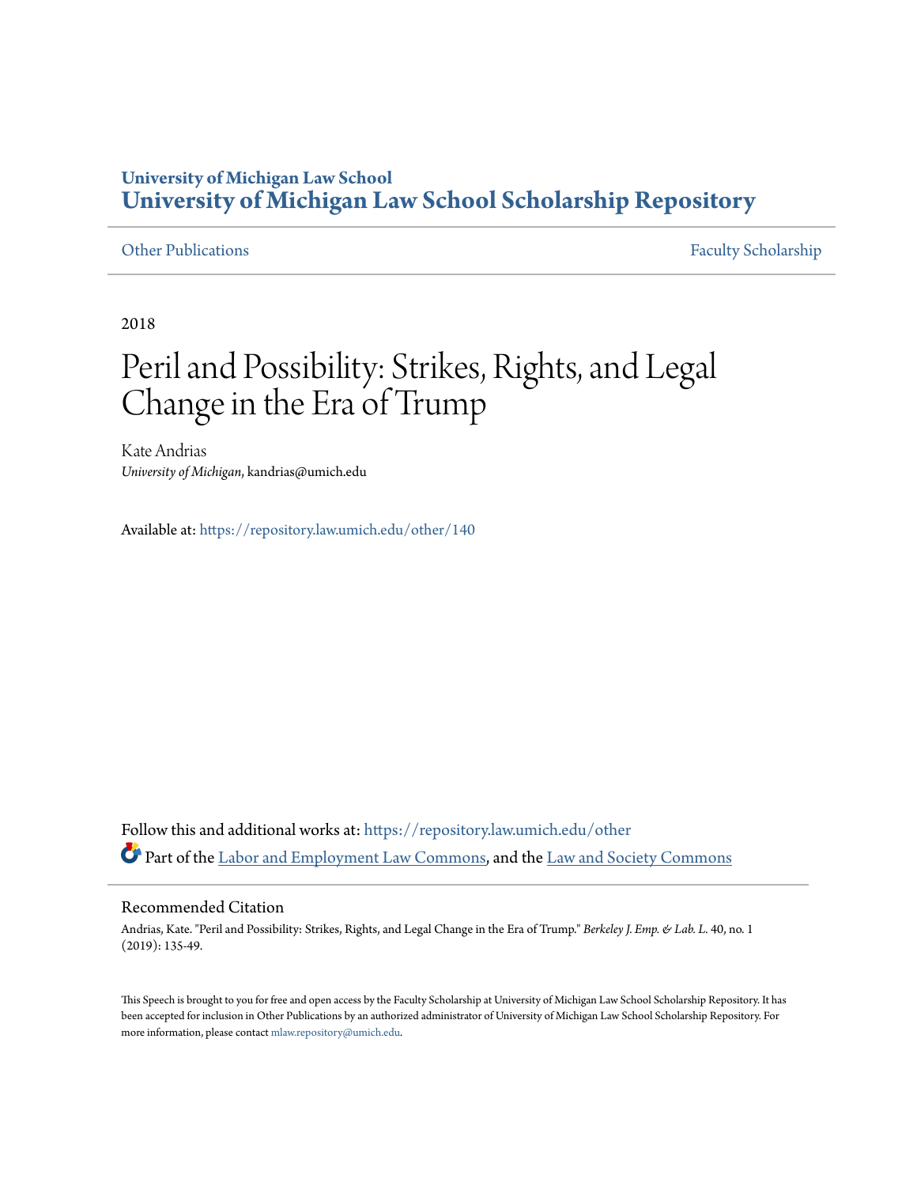University of Michigan Law School
# University of Michigan Law School Scholarship Repository

Other Publications | Faculty Scholarship

2018

# Peril and Possibility: Strikes, Rights, and Legal Change in the Era of Trump

Kate Andrias
*University of Michigan*, kandrias@umich.edu

Available at: https://repository.law.umich.edu/other/140

Follow this and additional works at: https://repository.law.umich.edu/other

Part of the Labor and Employment Law Commons, and the Law and Society Commons

## Recommended Citation

Andrias, Kate. "Peril and Possibility: Strikes, Rights, and Legal Change in the Era of Trump." *Berkeley J. Emp. & Lab. L.* 40, no. 1 (2019): 135-49.

This Speech is brought to you for free and open access by the Faculty Scholarship at University of Michigan Law School Scholarship Repository. It has been accepted for inclusion in Other Publications by an authorized administrator of University of Michigan Law School Scholarship Repository. For more information, please contact mlaw.repository@umich.edu.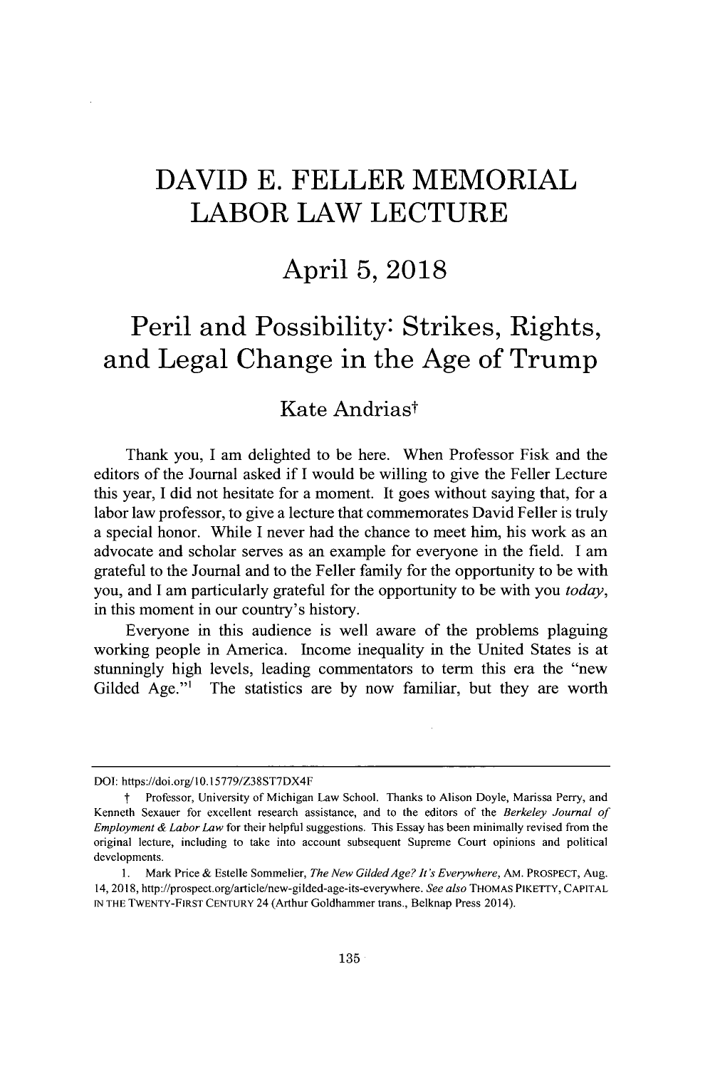# DAVID E. FELLER MEMORIAL LABOR LAW LECTURE

## April 5, 2018

# Peril and Possibility: Strikes, Rights, and Legal Change in the Age of Trump

### Kate Andrias†

Thank you, I am delighted to be here. When Professor Fisk and the editors of the Journal asked if I would be willing to give the Feller Lecture this year, I did not hesitate for a moment. It goes without saying that, for a labor law professor, to give a lecture that commemorates David Feller is truly a special honor. While I never had the chance to meet him, his work as an advocate and scholar serves as an example for everyone in the field. I am grateful to the Journal and to the Feller family for the opportunity to be with you, and I am particularly grateful for the opportunity to be with you *today*, in this moment in our country's history.

Everyone in this audience is well aware of the problems plaguing working people in America. Income inequality in the United States is at stunningly high levels, leading commentators to term this era the "new Gilded Age."[1] The statistics are by now familiar, but they are worth

---

DOI: https://doi.org/10.15779/Z38ST7DX4F

† Professor, University of Michigan Law School. Thanks to Alison Doyle, Marissa Perry, and Kenneth Sexauer for excellent research assistance, and to the editors of the *Berkeley Journal of Employment & Labor Law* for their helpful suggestions. This Essay has been minimally revised from the original lecture, including to take into account subsequent Supreme Court opinions and political developments.

1. Mark Price & Estelle Sommelier, *The New Gilded Age? It's Everywhere*, AM. PROSPECT, Aug. 14, 2018, http://prospect.org/article/new-gilded-age-its-everywhere. *See also* THOMAS PIKETTY, CAPITAL IN THE TWENTY-FIRST CENTURY 24 (Arthur Goldhammer trans., Belknap Press 2014).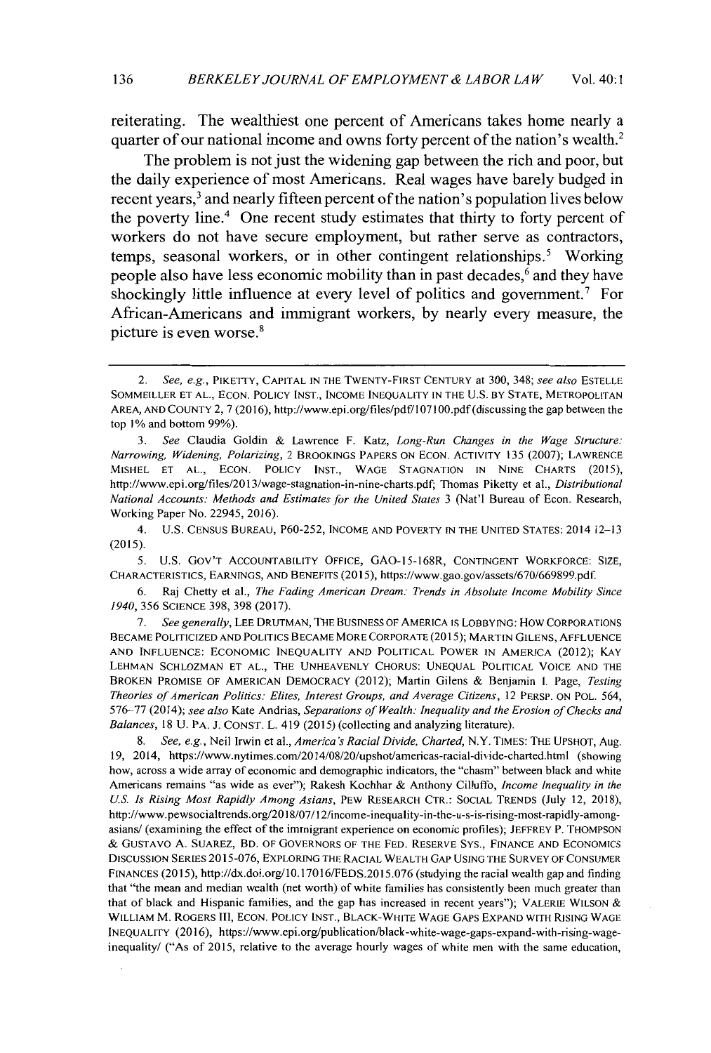reiterating. The wealthiest one percent of Americans takes home nearly a quarter of our national income and owns forty percent of the nation's wealth.[2]

The problem is not just the widening gap between the rich and poor, but the daily experience of most Americans. Real wages have barely budged in recent years,[3] and nearly fifteen percent of the nation's population lives below the poverty line.[4] One recent study estimates that thirty to forty percent of workers do not have secure employment, but rather serve as contractors, temps, seasonal workers, or in other contingent relationships.[5] Working people also have less economic mobility than in past decades,[6] and they have shockingly little influence at every level of politics and government.[7] For African-Americans and immigrant workers, by nearly every measure, the picture is even worse.[8]

---

2. *See, e.g.*, PIKETTY, CAPITAL IN THE TWENTY-FIRST CENTURY at 300, 348; *see also* ESTELLE SOMMEILLER ET AL., ECON. POLICY INST., INCOME INEQUALITY IN THE U.S. BY STATE, METROPOLITAN AREA, AND COUNTY 2, 7 (2016), http://www.epi.org/files/pdf/107100.pdf (discussing the gap between the top 1% and bottom 99%).

3. *See* Claudia Goldin & Lawrence F. Katz, *Long-Run Changes in the Wage Structure: Narrowing, Widening, Polarizing*, 2 BROOKINGS PAPERS ON ECON. ACTIVITY 135 (2007); LAWRENCE MISHEL ET AL., ECON. POLICY INST., WAGE STAGNATION IN NINE CHARTS (2015), http://www.epi.org/files/2013/wage-stagnation-in-nine-charts.pdf; Thomas Piketty et al., *Distributional National Accounts: Methods and Estimates for the United States* 3 (Nat'l Bureau of Econ. Research, Working Paper No. 22945, 2016).

4. U.S. CENSUS BUREAU, P60-252, INCOME AND POVERTY IN THE UNITED STATES: 2014 12–13 (2015).

5. U.S. GOV'T ACCOUNTABILITY OFFICE, GAO-15-168R, CONTINGENT WORKFORCE: SIZE, CHARACTERISTICS, EARNINGS, AND BENEFITS (2015), https://www.gao.gov/assets/670/669899.pdf.

6. Raj Chetty et al., *The Fading American Dream: Trends in Absolute Income Mobility Since 1940*, 356 SCIENCE 398, 398 (2017).

7. *See generally*, LEE DRUTMAN, THE BUSINESS OF AMERICA IS LOBBYING: HOW CORPORATIONS BECAME POLITICIZED AND POLITICS BECAME MORE CORPORATE (2015); MARTIN GILENS, AFFLUENCE AND INFLUENCE: ECONOMIC INEQUALITY AND POLITICAL POWER IN AMERICA (2012); KAY LEHMAN SCHLOZMAN ET AL., THE UNHEAVENLY CHORUS: UNEQUAL POLITICAL VOICE AND THE BROKEN PROMISE OF AMERICAN DEMOCRACY (2012); Martin Gilens & Benjamin I. Page, *Testing Theories of American Politics: Elites, Interest Groups, and Average Citizens*, 12 PERSP. ON POL. 564, 576–77 (2014); *see also* Kate Andrias, *Separations of Wealth: Inequality and the Erosion of Checks and Balances*, 18 U. PA. J. CONST. L. 419 (2015) (collecting and analyzing literature).

8. *See, e.g.*, Neil Irwin et al., *America's Racial Divide, Charted*, N.Y. TIMES: THE UPSHOT, Aug. 19, 2014, https://www.nytimes.com/2014/08/20/upshot/americas-racial-divide-charted.html (showing how, across a wide array of economic and demographic indicators, the "chasm" between black and white Americans remains "as wide as ever"); Rakesh Kochhar & Anthony Cilluffo, *Income Inequality in the U.S. Is Rising Most Rapidly Among Asians*, PEW RESEARCH CTR.: SOCIAL TRENDS (July 12, 2018), http://www.pewsocialtrends.org/2018/07/12/income-inequality-in-the-u-s-is-rising-most-rapidly-among-asians/ (examining the effect of the immigrant experience on economic profiles); JEFFREY P. THOMPSON & GUSTAVO A. SUAREZ, BD. OF GOVERNORS OF THE FED. RESERVE SYS., FINANCE AND ECONOMICS DISCUSSION SERIES 2015-076, EXPLORING THE RACIAL WEALTH GAP USING THE SURVEY OF CONSUMER FINANCES (2015), http://dx.doi.org/10.17016/FEDS.2015.076 (studying the racial wealth gap and finding that "the mean and median wealth (net worth) of white families has consistently been much greater than that of black and Hispanic families, and the gap has increased in recent years"); VALERIE WILSON & WILLIAM M. ROGERS III, ECON. POLICY INST., BLACK-WHITE WAGE GAPS EXPAND WITH RISING WAGE INEQUALITY (2016), https://www.epi.org/publication/black-white-wage-gaps-expand-with-rising-wage-inequality/ ("As of 2015, relative to the average hourly wages of white men with the same education,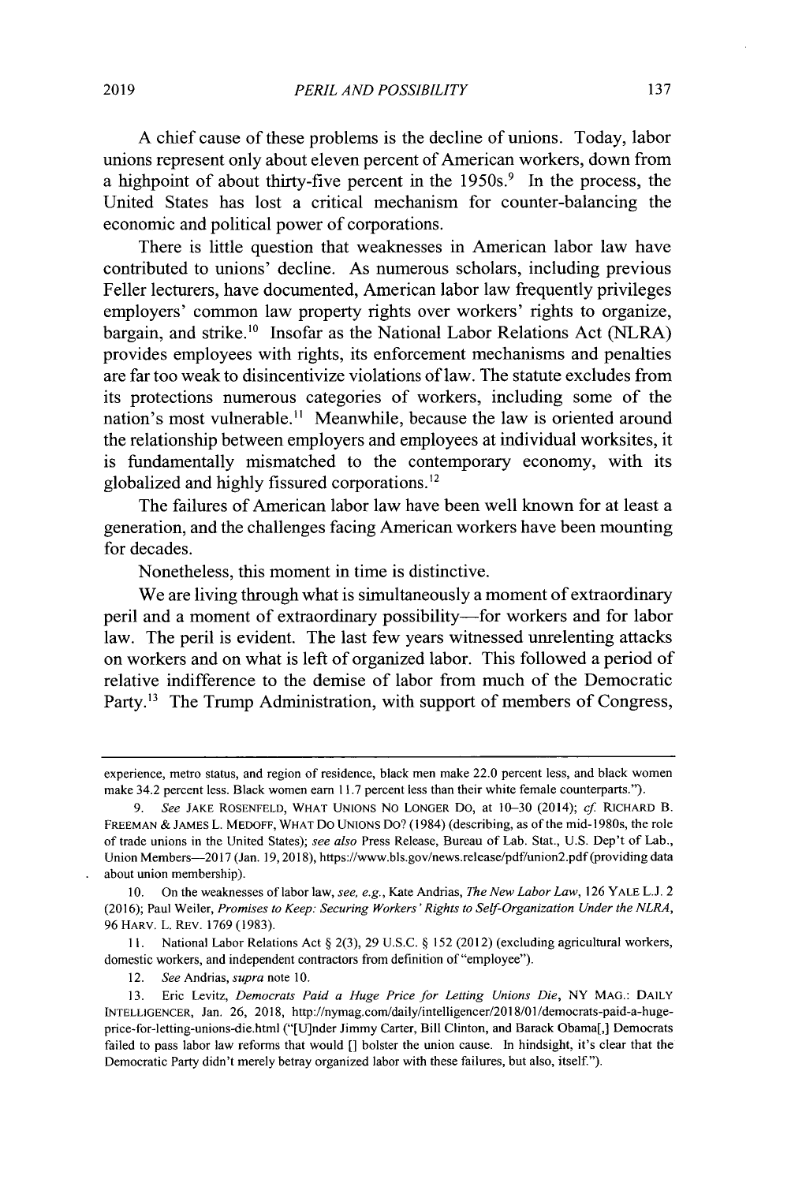A chief cause of these problems is the decline of unions. Today, labor unions represent only about eleven percent of American workers, down from a highpoint of about thirty-five percent in the 1950s.[9] In the process, the United States has lost a critical mechanism for counter-balancing the economic and political power of corporations.

There is little question that weaknesses in American labor law have contributed to unions' decline. As numerous scholars, including previous Feller lecturers, have documented, American labor law frequently privileges employers' common law property rights over workers' rights to organize, bargain, and strike.[10] Insofar as the National Labor Relations Act (NLRA) provides employees with rights, its enforcement mechanisms and penalties are far too weak to disincentivize violations of law. The statute excludes from its protections numerous categories of workers, including some of the nation's most vulnerable.[11] Meanwhile, because the law is oriented around the relationship between employers and employees at individual worksites, it is fundamentally mismatched to the contemporary economy, with its globalized and highly fissured corporations.[12]

The failures of American labor law have been well known for at least a generation, and the challenges facing American workers have been mounting for decades.

Nonetheless, this moment in time is distinctive.

We are living through what is simultaneously a moment of extraordinary peril and a moment of extraordinary possibility—for workers and for labor law. The peril is evident. The last few years witnessed unrelenting attacks on workers and on what is left of organized labor. This followed a period of relative indifference to the demise of labor from much of the Democratic Party.[13] The Trump Administration, with support of members of Congress,

---

experience, metro status, and region of residence, black men make 22.0 percent less, and black women make 34.2 percent less. Black women earn 11.7 percent less than their white female counterparts.").

9. *See* JAKE ROSENFELD, WHAT UNIONS NO LONGER DO, at 10–30 (2014); *cf.* RICHARD B. FREEMAN & JAMES L. MEDOFF, WHAT DO UNIONS DO? (1984) (describing, as of the mid-1980s, the role of trade unions in the United States); *see also* Press Release, Bureau of Lab. Stat., U.S. Dep't of Lab., Union Members—2017 (Jan. 19, 2018), https://www.bls.gov/news.release/pdf/union2.pdf (providing data about union membership).

10. On the weaknesses of labor law, *see, e.g.*, Kate Andrias, *The New Labor Law*, 126 YALE L.J. 2 (2016); Paul Weiler, *Promises to Keep: Securing Workers' Rights to Self-Organization Under the NLRA*, 96 HARV. L. REV. 1769 (1983).

11. National Labor Relations Act § 2(3), 29 U.S.C. § 152 (2012) (excluding agricultural workers, domestic workers, and independent contractors from definition of "employee").

12. *See* Andrias, *supra* note 10.

13. Eric Levitz, *Democrats Paid a Huge Price for Letting Unions Die*, NY MAG.: DAILY INTELLIGENCER, Jan. 26, 2018, http://nymag.com/daily/intelligencer/2018/01/democrats-paid-a-huge-price-for-letting-unions-die.html ("[U]nder Jimmy Carter, Bill Clinton, and Barack Obama[,] Democrats failed to pass labor law reforms that would [] bolster the union cause. In hindsight, it's clear that the Democratic Party didn't merely betray organized labor with these failures, but also, itself.").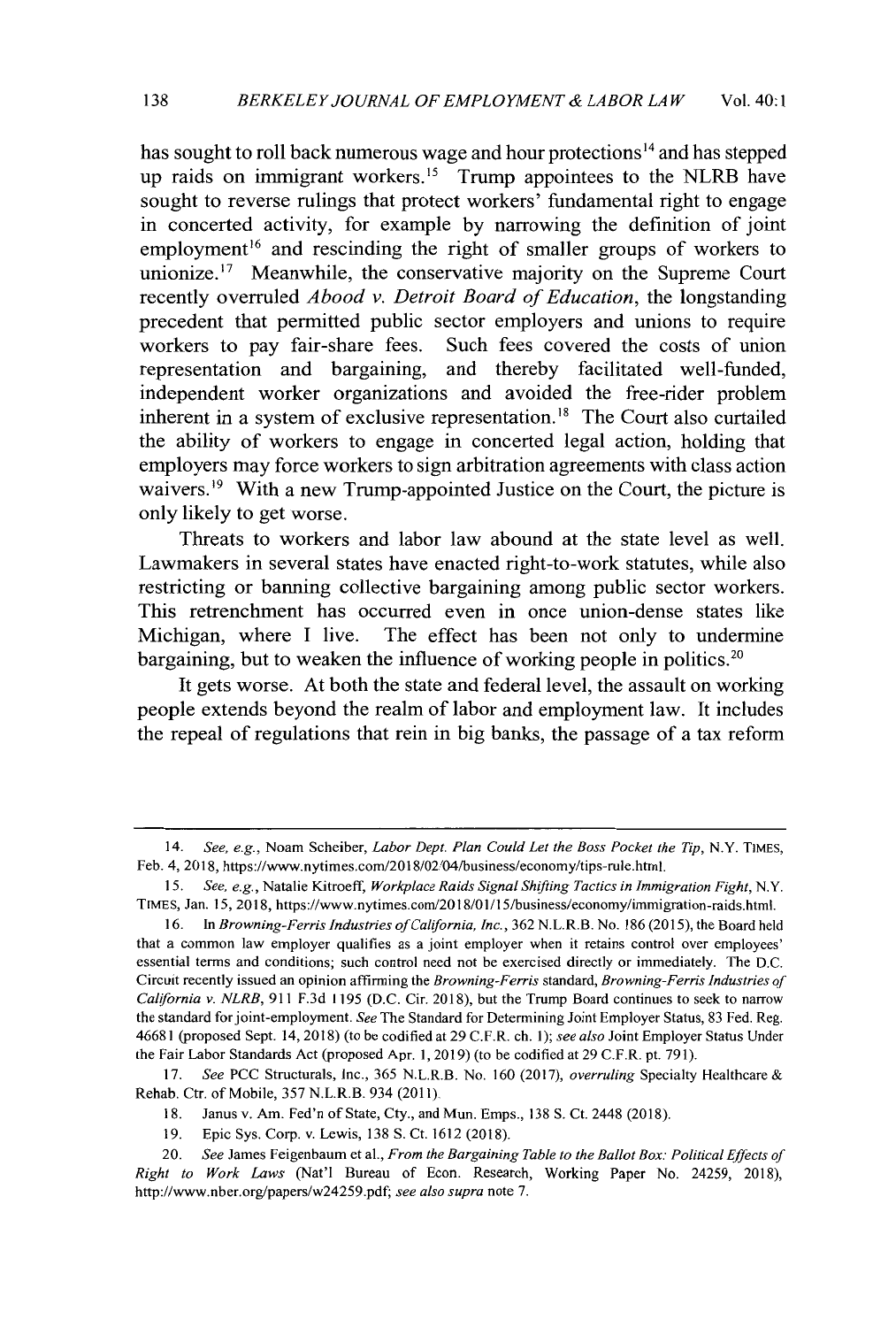has sought to roll back numerous wage and hour protections[14] and has stepped up raids on immigrant workers.[15] Trump appointees to the NLRB have sought to reverse rulings that protect workers' fundamental right to engage in concerted activity, for example by narrowing the definition of joint employment[16] and rescinding the right of smaller groups of workers to unionize.[17] Meanwhile, the conservative majority on the Supreme Court recently overruled *Abood v. Detroit Board of Education*, the longstanding precedent that permitted public sector employers and unions to require workers to pay fair-share fees. Such fees covered the costs of union representation and bargaining, and thereby facilitated well-funded, independent worker organizations and avoided the free-rider problem inherent in a system of exclusive representation.[18] The Court also curtailed the ability of workers to engage in concerted legal action, holding that employers may force workers to sign arbitration agreements with class action waivers.[19] With a new Trump-appointed Justice on the Court, the picture is only likely to get worse.

Threats to workers and labor law abound at the state level as well. Lawmakers in several states have enacted right-to-work statutes, while also restricting or banning collective bargaining among public sector workers. This retrenchment has occurred even in once union-dense states like Michigan, where I live. The effect has been not only to undermine bargaining, but to weaken the influence of working people in politics.[20]

It gets worse. At both the state and federal level, the assault on working people extends beyond the realm of labor and employment law. It includes the repeal of regulations that rein in big banks, the passage of a tax reform

---

14. *See, e.g.*, Noam Scheiber, *Labor Dept. Plan Could Let the Boss Pocket the Tip*, N.Y. TIMES, Feb. 4, 2018, https://www.nytimes.com/2018/02/04/business/economy/tips-rule.html.

15. *See, e.g.*, Natalie Kitroeff, *Workplace Raids Signal Shifting Tactics in Immigration Fight*, N.Y. TIMES, Jan. 15, 2018, https://www.nytimes.com/2018/01/15/business/economy/immigration-raids.html.

16. In *Browning-Ferris Industries of California, Inc.*, 362 N.L.R.B. No. 186 (2015), the Board held that a common law employer qualifies as a joint employer when it retains control over employees' essential terms and conditions; such control need not be exercised directly or immediately. The D.C. Circuit recently issued an opinion affirming the *Browning-Ferris* standard, *Browning-Ferris Industries of California v. NLRB*, 911 F.3d 1195 (D.C. Cir. 2018), but the Trump Board continues to seek to narrow the standard for joint-employment. *See* The Standard for Determining Joint Employer Status, 83 Fed. Reg. 46681 (proposed Sept. 14, 2018) (to be codified at 29 C.F.R. ch. 1); *see also* Joint Employer Status Under the Fair Labor Standards Act (proposed Apr. 1, 2019) (to be codified at 29 C.F.R. pt. 791).

17. *See* PCC Structurals, Inc., 365 N.L.R.B. No. 160 (2017), *overruling* Specialty Healthcare & Rehab. Ctr. of Mobile, 357 N.L.R.B. 934 (2011).

18. Janus v. Am. Fed'n of State, Cty., and Mun. Emps., 138 S. Ct. 2448 (2018).

19. Epic Sys. Corp. v. Lewis, 138 S. Ct. 1612 (2018).

20. *See* James Feigenbaum et al., *From the Bargaining Table to the Ballot Box: Political Effects of Right to Work Laws* (Nat'l Bureau of Econ. Research, Working Paper No. 24259, 2018), http://www.nber.org/papers/w24259.pdf; *see also supra* note 7.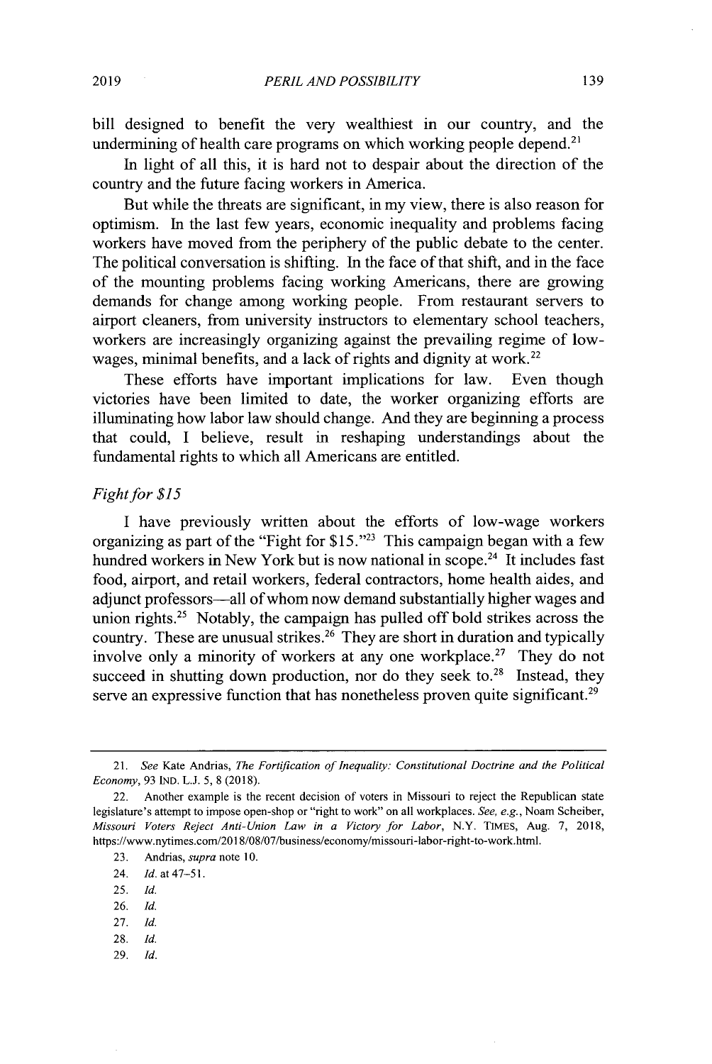bill designed to benefit the very wealthiest in our country, and the undermining of health care programs on which working people depend.[21]

In light of all this, it is hard not to despair about the direction of the country and the future facing workers in America.

But while the threats are significant, in my view, there is also reason for optimism. In the last few years, economic inequality and problems facing workers have moved from the periphery of the public debate to the center. The political conversation is shifting. In the face of that shift, and in the face of the mounting problems facing working Americans, there are growing demands for change among working people. From restaurant servers to airport cleaners, from university instructors to elementary school teachers, workers are increasingly organizing against the prevailing regime of low-wages, minimal benefits, and a lack of rights and dignity at work.[22]

These efforts have important implications for law. Even though victories have been limited to date, the worker organizing efforts are illuminating how labor law should change. And they are beginning a process that could, I believe, result in reshaping understandings about the fundamental rights to which all Americans are entitled.

*Fight for $15*

I have previously written about the efforts of low-wage workers organizing as part of the "Fight for $15."[23] This campaign began with a few hundred workers in New York but is now national in scope.[24] It includes fast food, airport, and retail workers, federal contractors, home health aides, and adjunct professors—all of whom now demand substantially higher wages and union rights.[25] Notably, the campaign has pulled off bold strikes across the country. These are unusual strikes.[26] They are short in duration and typically involve only a minority of workers at any one workplace.[27] They do not succeed in shutting down production, nor do they seek to.[28] Instead, they serve an expressive function that has nonetheless proven quite significant.[29]

---

21. *See* Kate Andrias, *The Fortification of Inequality: Constitutional Doctrine and the Political Economy*, 93 IND. L.J. 5, 8 (2018).

22. Another example is the recent decision of voters in Missouri to reject the Republican state legislature's attempt to impose open-shop or "right to work" on all workplaces. *See, e.g.*, Noam Scheiber, *Missouri Voters Reject Anti-Union Law in a Victory for Labor*, N.Y. TIMES, Aug. 7, 2018, https://www.nytimes.com/2018/08/07/business/economy/missouri-labor-right-to-work.html.

23. Andrias, *supra* note 10.

24. *Id.* at 47–51.

25. *Id.*

26. *Id.*

27. *Id.*

28. *Id.*

29. *Id.*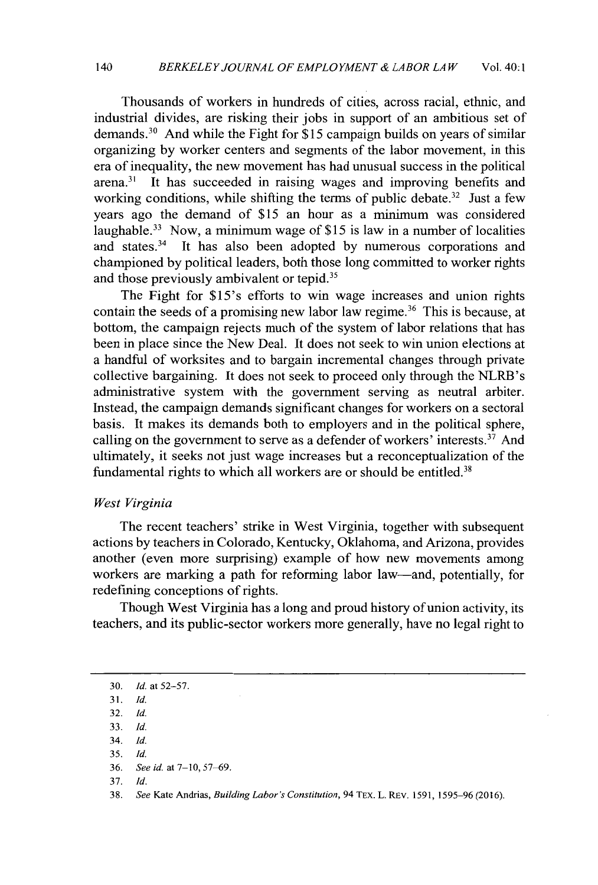Thousands of workers in hundreds of cities, across racial, ethnic, and industrial divides, are risking their jobs in support of an ambitious set of demands.[30] And while the Fight for $15 campaign builds on years of similar organizing by worker centers and segments of the labor movement, in this era of inequality, the new movement has had unusual success in the political arena.[31] It has succeeded in raising wages and improving benefits and working conditions, while shifting the terms of public debate.[32] Just a few years ago the demand of $15 an hour as a minimum was considered laughable.[33] Now, a minimum wage of $15 is law in a number of localities and states.[34] It has also been adopted by numerous corporations and championed by political leaders, both those long committed to worker rights and those previously ambivalent or tepid.[35]

The Fight for $15's efforts to win wage increases and union rights contain the seeds of a promising new labor law regime.[36] This is because, at bottom, the campaign rejects much of the system of labor relations that has been in place since the New Deal. It does not seek to win union elections at a handful of worksites and to bargain incremental changes through private collective bargaining. It does not seek to proceed only through the NLRB's administrative system with the government serving as neutral arbiter. Instead, the campaign demands significant changes for workers on a sectoral basis. It makes its demands both to employers and in the political sphere, calling on the government to serve as a defender of workers' interests.[37] And ultimately, it seeks not just wage increases but a reconceptualization of the fundamental rights to which all workers are or should be entitled.[38]

*West Virginia*

The recent teachers' strike in West Virginia, together with subsequent actions by teachers in Colorado, Kentucky, Oklahoma, and Arizona, provides another (even more surprising) example of how new movements among workers are marking a path for reforming labor law—and, potentially, for redefining conceptions of rights.

Though West Virginia has a long and proud history of union activity, its teachers, and its public-sector workers more generally, have no legal right to

---

30. *Id.* at 52–57.
31. *Id.*
32. *Id.*
33. *Id.*
34. *Id.*
35. *Id.*
36. *See id.* at 7–10, 57–69.
37. *Id.*
38. *See* Kate Andrias, *Building Labor's Constitution*, 94 TEX. L. REV. 1591, 1595–96 (2016).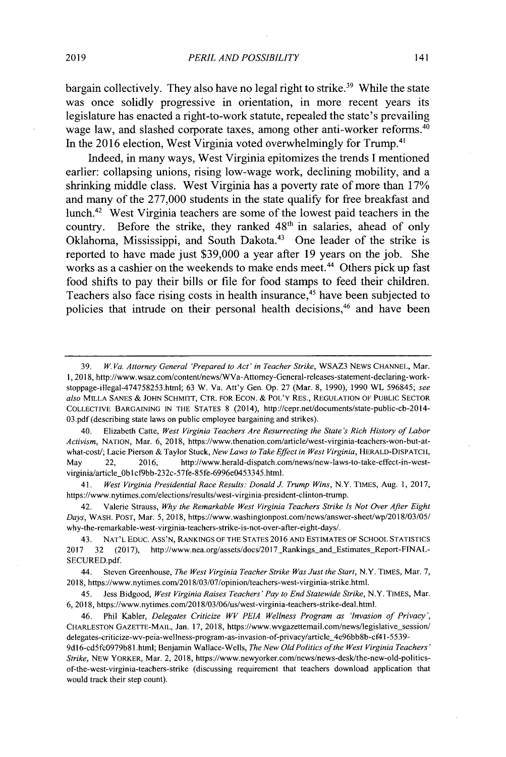bargain collectively. They also have no legal right to strike.[39] While the state was once solidly progressive in orientation, in more recent years its legislature has enacted a right-to-work statute, repealed the state's prevailing wage law, and slashed corporate taxes, among other anti-worker reforms.[40] In the 2016 election, West Virginia voted overwhelmingly for Trump.[41]

Indeed, in many ways, West Virginia epitomizes the trends I mentioned earlier: collapsing unions, rising low-wage work, declining mobility, and a shrinking middle class. West Virginia has a poverty rate of more than 17% and many of the 277,000 students in the state qualify for free breakfast and lunch.[42] West Virginia teachers are some of the lowest paid teachers in the country. Before the strike, they ranked 48th in salaries, ahead of only Oklahoma, Mississippi, and South Dakota.[43] One leader of the strike is reported to have made just $39,000 a year after 19 years on the job. She works as a cashier on the weekends to make ends meet.[44] Others pick up fast food shifts to pay their bills or file for food stamps to feed their children. Teachers also face rising costs in health insurance,[45] have been subjected to policies that intrude on their personal health decisions,[46] and have been

---

39. *W. Va. Attorney General 'Prepared to Act' in Teacher Strike*, WSAZ3 NEWS CHANNEL, Mar. 1, 2018, http://www.wsaz.com/content/news/WVa-Attorney-General-releases-statement-declaring-work-stoppage-illegal-474758253.html; 63 W. Va. Att'y Gen. Op. 27 (Mar. 8, 1990), 1990 WL 596845; *see also* MILLA SANES & JOHN SCHMITT, CTR. FOR ECON. & POL'Y RES., REGULATION OF PUBLIC SECTOR COLLECTIVE BARGAINING IN THE STATES 8 (2014), http://cepr.net/documents/state-public-cb-2014-03.pdf (describing state laws on public employee bargaining and strikes).

40. Elizabeth Catte, *West Virginia Teachers Are Resurrecting the State's Rich History of Labor Activism*, NATION, Mar. 6, 2018, https://www.thenation.com/article/west-virginia-teachers-won-but-at-what-cost/; Lacie Pierson & Taylor Stuck, *New Laws to Take Effect in West Virginia*, HERALD-DISPATCH, May 22, 2016, http://www.herald-dispatch.com/news/new-laws-to-take-effect-in-west-virginia/article_0b1cf9bb-232c-57fe-85fe-6996e0453345.html.

41. *West Virginia Presidential Race Results: Donald J. Trump Wins*, N.Y. TIMES, Aug. 1, 2017, https://www.nytimes.com/elections/results/west-virginia-president-clinton-trump.

42. Valerie Strauss, *Why the Remarkable West Virginia Teachers Strike Is Not Over After Eight Days*, WASH. POST, Mar. 5, 2018, https://www.washingtonpost.com/news/answer-sheet/wp/2018/03/05/why-the-remarkable-west-virginia-teachers-strike-is-not-over-after-eight-days/.

43. NAT'L EDUC. ASS'N, RANKINGS OF THE STATES 2016 AND ESTIMATES OF SCHOOL STATISTICS 2017 32 (2017), http://www.nea.org/assets/docs/2017_Rankings_and_Estimates_Report-FINAL-SECURED.pdf.

44. Steven Greenhouse, *The West Virginia Teacher Strike Was Just the Start*, N.Y. TIMES, Mar. 7, 2018, https://www.nytimes.com/2018/03/07/opinion/teachers-west-virginia-strike.html.

45. Jess Bidgood, *West Virginia Raises Teachers' Pay to End Statewide Strike*, N.Y. TIMES, Mar. 6, 2018, https://www.nytimes.com/2018/03/06/us/west-virginia-teachers-strike-deal.html.

46. Phil Kabler, *Delegates Criticize WV PEIA Wellness Program as 'Invasion of Privacy'*, CHARLESTON GAZETTE-MAIL, Jan. 17, 2018, https://www.wvgazettemail.com/news/legislative_session/delegates-criticize-wv-peia-wellness-program-as-invasion-of-privacy/article_4e96bb8b-cf41-5539-9d16-cd5fc0979b81.html; Benjamin Wallace-Wells, *The New Old Politics of the West Virginia Teachers' Strike*, NEW YORKER, Mar. 2, 2018, https://www.newyorker.com/news/news-desk/the-new-old-politics-of-the-west-virginia-teachers-strike (discussing requirement that teachers download application that would track their step count).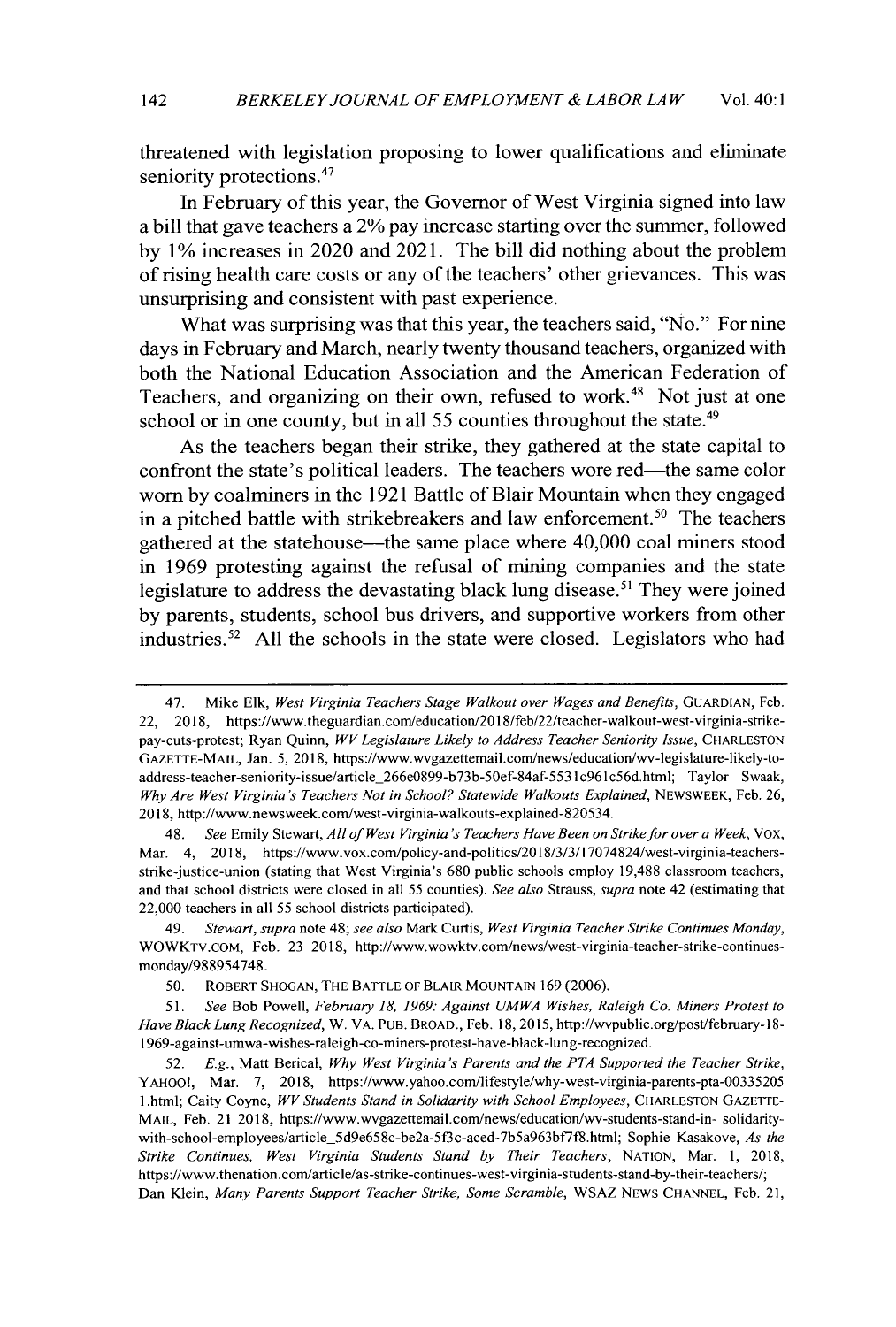threatened with legislation proposing to lower qualifications and eliminate seniority protections.[47]

In February of this year, the Governor of West Virginia signed into law a bill that gave teachers a 2% pay increase starting over the summer, followed by 1% increases in 2020 and 2021. The bill did nothing about the problem of rising health care costs or any of the teachers' other grievances. This was unsurprising and consistent with past experience.

What was surprising was that this year, the teachers said, "No." For nine days in February and March, nearly twenty thousand teachers, organized with both the National Education Association and the American Federation of Teachers, and organizing on their own, refused to work.[48] Not just at one school or in one county, but in all 55 counties throughout the state.[49]

As the teachers began their strike, they gathered at the state capital to confront the state's political leaders. The teachers wore red—the same color worn by coalminers in the 1921 Battle of Blair Mountain when they engaged in a pitched battle with strikebreakers and law enforcement.[50] The teachers gathered at the statehouse—the same place where 40,000 coal miners stood in 1969 protesting against the refusal of mining companies and the state legislature to address the devastating black lung disease.[51] They were joined by parents, students, school bus drivers, and supportive workers from other industries.[52] All the schools in the state were closed. Legislators who had

---

47. Mike Elk, *West Virginia Teachers Stage Walkout over Wages and Benefits*, GUARDIAN, Feb. 22, 2018, https://www.theguardian.com/education/2018/feb/22/teacher-walkout-west-virginia-strike-pay-cuts-protest; Ryan Quinn, *WV Legislature Likely to Address Teacher Seniority Issue*, CHARLESTON GAZETTE-MAIL, Jan. 5, 2018, https://www.wvgazettemail.com/news/education/wv-legislature-likely-to-address-teacher-seniority-issue/article_266e0899-b73b-50ef-84af-5531c961c56d.html; Taylor Swaak, *Why Are West Virginia's Teachers Not in School? Statewide Walkouts Explained*, NEWSWEEK, Feb. 26, 2018, http://www.newsweek.com/west-virginia-walkouts-explained-820534.

48. *See* Emily Stewart, *All of West Virginia's Teachers Have Been on Strike for over a Week*, VOX, Mar. 4, 2018, https://www.vox.com/policy-and-politics/2018/3/3/17074824/west-virginia-teachers-strike-justice-union (stating that West Virginia's 680 public schools employ 19,488 classroom teachers, and that school districts were closed in all 55 counties). *See also* Strauss, *supra* note 42 (estimating that 22,000 teachers in all 55 school districts participated).

49. *Stewart*, *supra* note 48; *see also* Mark Curtis, *West Virginia Teacher Strike Continues Monday*, WOWKTV.COM, Feb. 23 2018, http://www.wowktv.com/news/west-virginia-teacher-strike-continues-monday/988954748.

50. ROBERT SHOGAN, THE BATTLE OF BLAIR MOUNTAIN 169 (2006).

51. *See* Bob Powell, *February 18, 1969: Against UMWA Wishes, Raleigh Co. Miners Protest to Have Black Lung Recognized*, W. VA. PUB. BROAD., Feb. 18, 2015, http://wvpublic.org/post/february-18-1969-against-umwa-wishes-raleigh-co-miners-protest-have-black-lung-recognized.

52. *E.g.*, Matt Berical, *Why West Virginia's Parents and the PTA Supported the Teacher Strike*, YAHOO!, Mar. 7, 2018, https://www.yahoo.com/lifestyle/why-west-virginia-parents-pta-003352051.html; Caity Coyne, *WV Students Stand in Solidarity with School Employees*, CHARLESTON GAZETTE-MAIL, Feb. 21 2018, https://www.wvgazettemail.com/news/education/wv-students-stand-in-solidarity-with-school-employees/article_5d9e658c-be2a-5f3c-aced-7b5a963bf7f8.html; Sophie Kasakove, *As the Strike Continues, West Virginia Students Stand by Their Teachers*, NATION, Mar. 1, 2018, https://www.thenation.com/article/as-strike-continues-west-virginia-students-stand-by-their-teachers/; Dan Klein, *Many Parents Support Teacher Strike, Some Scramble*, WSAZ NEWS CHANNEL, Feb. 21,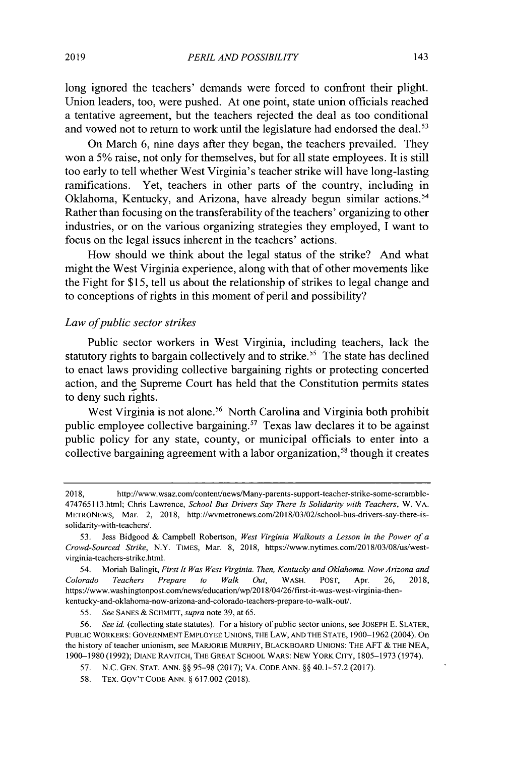long ignored the teachers' demands were forced to confront their plight. Union leaders, too, were pushed. At one point, state union officials reached a tentative agreement, but the teachers rejected the deal as too conditional and vowed not to return to work until the legislature had endorsed the deal.[53]

On March 6, nine days after they began, the teachers prevailed. They won a 5% raise, not only for themselves, but for all state employees. It is still too early to tell whether West Virginia's teacher strike will have long-lasting ramifications. Yet, teachers in other parts of the country, including in Oklahoma, Kentucky, and Arizona, have already begun similar actions.[54] Rather than focusing on the transferability of the teachers' organizing to other industries, or on the various organizing strategies they employed, I want to focus on the legal issues inherent in the teachers' actions.

How should we think about the legal status of the strike? And what might the West Virginia experience, along with that of other movements like the Fight for $15, tell us about the relationship of strikes to legal change and to conceptions of rights in this moment of peril and possibility?

*Law of public sector strikes*

Public sector workers in West Virginia, including teachers, lack the statutory rights to bargain collectively and to strike.[55] The state has declined to enact laws providing collective bargaining rights or protecting concerted action, and the Supreme Court has held that the Constitution permits states to deny such rights.

West Virginia is not alone.[56] North Carolina and Virginia both prohibit public employee collective bargaining.[57] Texas law declares it to be against public policy for any state, county, or municipal officials to enter into a collective bargaining agreement with a labor organization,[58] though it creates

---

2018, http://www.wsaz.com/content/news/Many-parents-support-teacher-strike-some-scramble-474765113.html; Chris Lawrence, *School Bus Drivers Say There Is Solidarity with Teachers*, W. VA. METRONEWS, Mar. 2, 2018, http://wvmetronews.com/2018/03/02/school-bus-drivers-say-there-is-solidarity-with-teachers/.

53. Jess Bidgood & Campbell Robertson, *West Virginia Walkouts a Lesson in the Power of a Crowd-Sourced Strike*, N.Y. TIMES, Mar. 8, 2018, https://www.nytimes.com/2018/03/08/us/west-virginia-teachers-strike.html.

54. Moriah Balingit, *First It Was West Virginia. Then, Kentucky and Oklahoma. Now Arizona and Colorado Teachers Prepare to Walk Out*, WASH. POST, Apr. 26, 2018, https://www.washingtonpost.com/news/education/wp/2018/04/26/first-it-was-west-virginia-then-kentucky-and-oklahoma-now-arizona-and-colorado-teachers-prepare-to-walk-out/.

55. *See* SANES & SCHMITT, *supra* note 39, at 65.

56. *See id.* (collecting state statutes). For a history of public sector unions, see JOSEPH E. SLATER, PUBLIC WORKERS: GOVERNMENT EMPLOYEE UNIONS, THE LAW, AND THE STATE, 1900–1962 (2004). On the history of teacher unionism, see MARJORIE MURPHY, BLACKBOARD UNIONS: THE AFT & THE NEA, 1900–1980 (1992); DIANE RAVITCH, THE GREAT SCHOOL WARS: NEW YORK CITY, 1805–1973 (1974).

57. N.C. GEN. STAT. ANN. §§ 95–98 (2017); VA. CODE ANN. §§ 40.1–57.2 (2017).

58. TEX. GOV'T CODE ANN. § 617.002 (2018).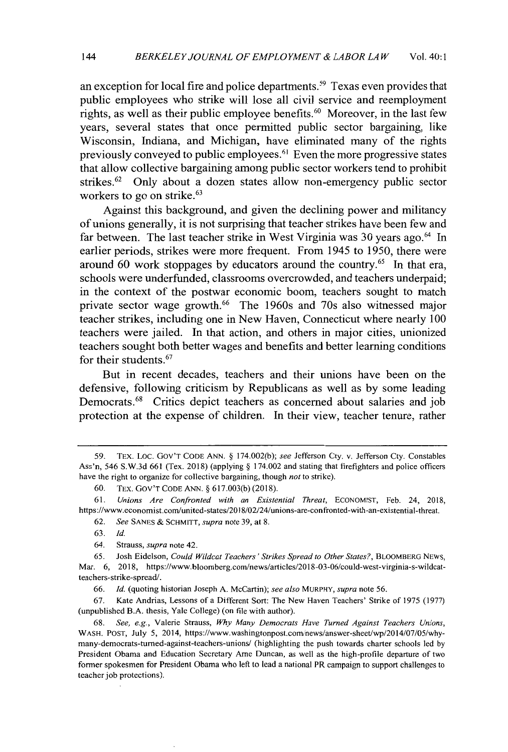an exception for local fire and police departments.[59] Texas even provides that public employees who strike will lose all civil service and reemployment rights, as well as their public employee benefits.[60] Moreover, in the last few years, several states that once permitted public sector bargaining, like Wisconsin, Indiana, and Michigan, have eliminated many of the rights previously conveyed to public employees.[61] Even the more progressive states that allow collective bargaining among public sector workers tend to prohibit strikes.[62] Only about a dozen states allow non-emergency public sector workers to go on strike.[63]

Against this background, and given the declining power and militancy of unions generally, it is not surprising that teacher strikes have been few and far between. The last teacher strike in West Virginia was 30 years ago.[64] In earlier periods, strikes were more frequent. From 1945 to 1950, there were around 60 work stoppages by educators around the country.[65] In that era, schools were underfunded, classrooms overcrowded, and teachers underpaid; in the context of the postwar economic boom, teachers sought to match private sector wage growth.[66] The 1960s and 70s also witnessed major teacher strikes, including one in New Haven, Connecticut where nearly 100 teachers were jailed. In that action, and others in major cities, unionized teachers sought both better wages and benefits and better learning conditions for their students.[67]

But in recent decades, teachers and their unions have been on the defensive, following criticism by Republicans as well as by some leading Democrats.[68] Critics depict teachers as concerned about salaries and job protection at the expense of children. In their view, teacher tenure, rather

---

59. TEX. LOC. GOV'T CODE ANN. § 174.002(b); *see* Jefferson Cty. v. Jefferson Cty. Constables Ass'n, 546 S.W.3d 661 (Tex. 2018) (applying § 174.002 and stating that firefighters and police officers have the right to organize for collective bargaining, though *not* to strike).

60. TEX. GOV'T CODE ANN. § 617.003(b) (2018).

61. *Unions Are Confronted with an Existential Threat*, ECONOMIST, Feb. 24, 2018, https://www.economist.com/united-states/2018/02/24/unions-are-confronted-with-an-existential-threat.

62. *See* SANES & SCHMITT, *supra* note 39, at 8.

63. *Id.*

64. Strauss, *supra* note 42.

65. Josh Eidelson, *Could Wildcat Teachers' Strikes Spread to Other States?*, BLOOMBERG NEWS, Mar. 6, 2018, https://www.bloomberg.com/news/articles/2018-03-06/could-west-virginia-s-wildcat-teachers-strike-spread/.

66. *Id.* (quoting historian Joseph A. McCartin); *see also* MURPHY, *supra* note 56.

67. Kate Andrias, Lessons of a Different Sort: The New Haven Teachers' Strike of 1975 (1977) (unpublished B.A. thesis, Yale College) (on file with author).

68. *See, e.g.*, Valerie Strauss, *Why Many Democrats Have Turned Against Teachers Unions*, WASH. POST, July 5, 2014, https://www.washingtonpost.com/news/answer-sheet/wp/2014/07/05/why-many-democrats-turned-against-teachers-unions/ (highlighting the push towards charter schools led by President Obama and Education Secretary Arne Duncan, as well as the high-profile departure of two former spokesmen for President Obama who left to lead a national PR campaign to support challenges to teacher job protections).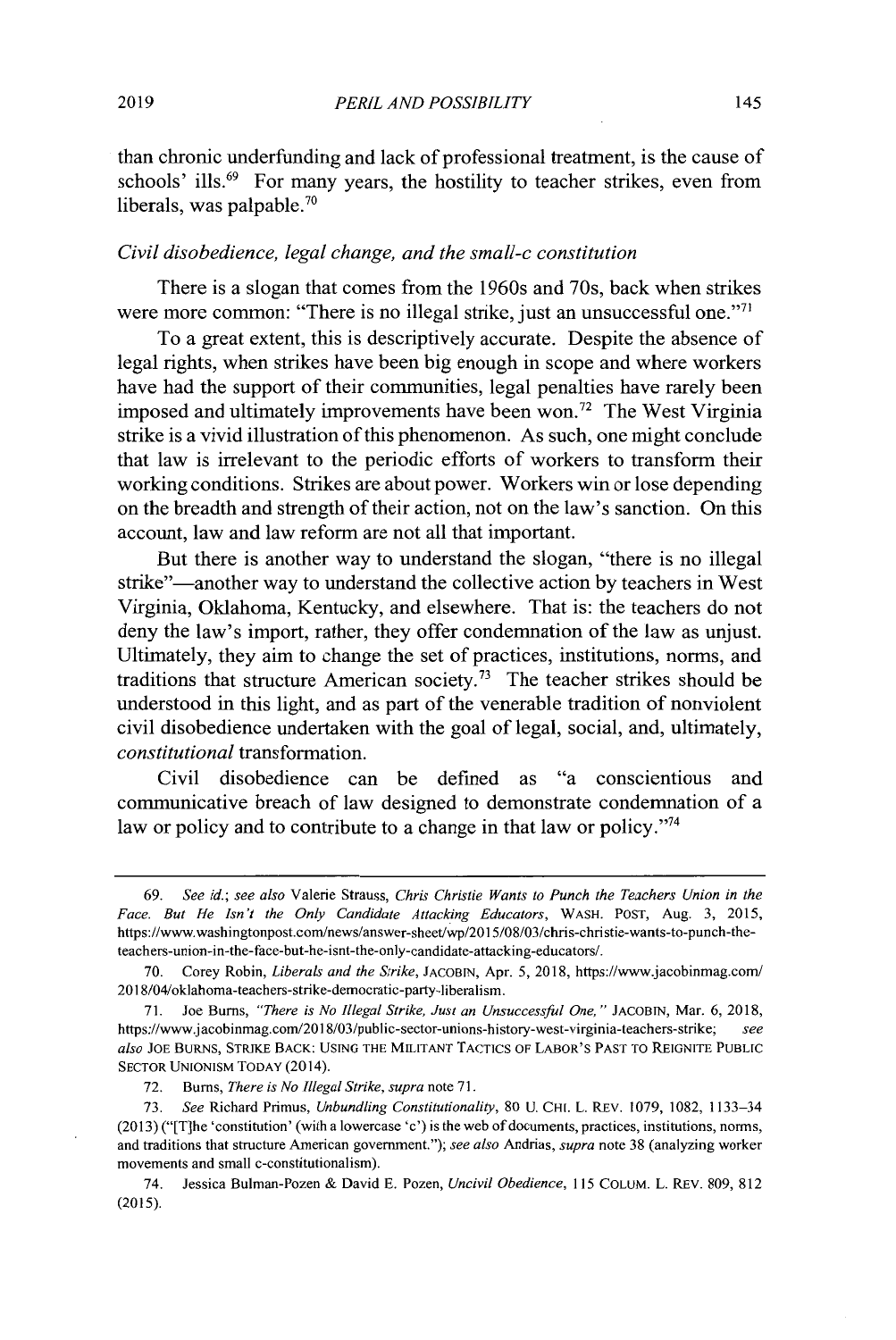than chronic underfunding and lack of professional treatment, is the cause of schools' ills.[69] For many years, the hostility to teacher strikes, even from liberals, was palpable.[70]

*Civil disobedience, legal change, and the small-c constitution*

There is a slogan that comes from the 1960s and 70s, back when strikes were more common: "There is no illegal strike, just an unsuccessful one."[71]

To a great extent, this is descriptively accurate. Despite the absence of legal rights, when strikes have been big enough in scope and where workers have had the support of their communities, legal penalties have rarely been imposed and ultimately improvements have been won.[72] The West Virginia strike is a vivid illustration of this phenomenon. As such, one might conclude that law is irrelevant to the periodic efforts of workers to transform their working conditions. Strikes are about power. Workers win or lose depending on the breadth and strength of their action, not on the law's sanction. On this account, law and law reform are not all that important.

But there is another way to understand the slogan, "there is no illegal strike"—another way to understand the collective action by teachers in West Virginia, Oklahoma, Kentucky, and elsewhere. That is: the teachers do not deny the law's import, rather, they offer condemnation of the law as unjust. Ultimately, they aim to change the set of practices, institutions, norms, and traditions that structure American society.[73] The teacher strikes should be understood in this light, and as part of the venerable tradition of nonviolent civil disobedience undertaken with the goal of legal, social, and, ultimately, *constitutional* transformation.

Civil disobedience can be defined as "a conscientious and communicative breach of law designed to demonstrate condemnation of a law or policy and to contribute to a change in that law or policy."[74]

---

69. *See id.*; *see also* Valerie Strauss, *Chris Christie Wants to Punch the Teachers Union in the Face. But He Isn't the Only Candidate Attacking Educators*, WASH. POST, Aug. 3, 2015, https://www.washingtonpost.com/news/answer-sheet/wp/2015/08/03/chris-christie-wants-to-punch-the-teachers-union-in-the-face-but-he-isnt-the-only-candidate-attacking-educators/.

70. Corey Robin, *Liberals and the Strike*, JACOBIN, Apr. 5, 2018, https://www.jacobinmag.com/2018/04/oklahoma-teachers-strike-democratic-party-liberalism.

71. Joe Burns, *"There is No Illegal Strike, Just an Unsuccessful One,"* JACOBIN, Mar. 6, 2018, https://www.jacobinmag.com/2018/03/public-sector-unions-history-west-virginia-teachers-strike; *see also* JOE BURNS, STRIKE BACK: USING THE MILITANT TACTICS OF LABOR'S PAST TO REIGNITE PUBLIC SECTOR UNIONISM TODAY (2014).

72. Burns, *There is No Illegal Strike*, *supra* note 71.

73. *See* Richard Primus, *Unbundling Constitutionality*, 80 U. CHI. L. REV. 1079, 1082, 1133–34 (2013) ("[T]he 'constitution' (with a lowercase 'c') is the web of documents, practices, institutions, norms, and traditions that structure American government."); *see also* Andrias, *supra* note 38 (analyzing worker movements and small c-constitutionalism).

74. Jessica Bulman-Pozen & David E. Pozen, *Uncivil Obedience*, 115 COLUM. L. REV. 809, 812 (2015).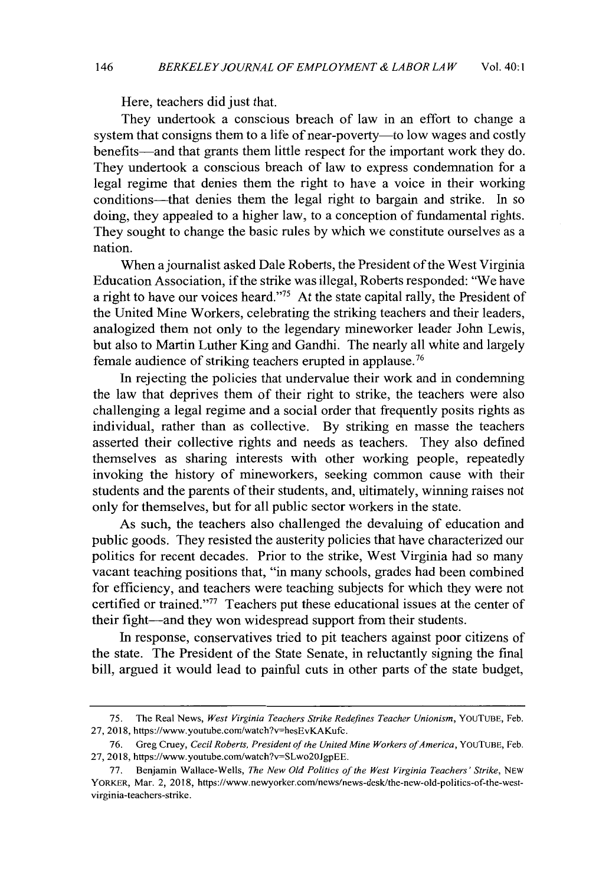Here, teachers did just that.

They undertook a conscious breach of law in an effort to change a system that consigns them to a life of near-poverty—to low wages and costly benefits—and that grants them little respect for the important work they do. They undertook a conscious breach of law to express condemnation for a legal regime that denies them the right to have a voice in their working conditions—that denies them the legal right to bargain and strike. In so doing, they appealed to a higher law, to a conception of fundamental rights. They sought to change the basic rules by which we constitute ourselves as a nation.

When a journalist asked Dale Roberts, the President of the West Virginia Education Association, if the strike was illegal, Roberts responded: "We have a right to have our voices heard."[75] At the state capital rally, the President of the United Mine Workers, celebrating the striking teachers and their leaders, analogized them not only to the legendary mineworker leader John Lewis, but also to Martin Luther King and Gandhi. The nearly all white and largely female audience of striking teachers erupted in applause.[76]

In rejecting the policies that undervalue their work and in condemning the law that deprives them of their right to strike, the teachers were also challenging a legal regime and a social order that frequently posits rights as individual, rather than as collective. By striking en masse the teachers asserted their collective rights and needs as teachers. They also defined themselves as sharing interests with other working people, repeatedly invoking the history of mineworkers, seeking common cause with their students and the parents of their students, and, ultimately, winning raises not only for themselves, but for all public sector workers in the state.

As such, the teachers also challenged the devaluing of education and public goods. They resisted the austerity policies that have characterized our politics for recent decades. Prior to the strike, West Virginia had so many vacant teaching positions that, "in many schools, grades had been combined for efficiency, and teachers were teaching subjects for which they were not certified or trained."[77] Teachers put these educational issues at the center of their fight—and they won widespread support from their students.

In response, conservatives tried to pit teachers against poor citizens of the state. The President of the State Senate, in reluctantly signing the final bill, argued it would lead to painful cuts in other parts of the state budget,

---

75. The Real News, *West Virginia Teachers Strike Redefines Teacher Unionism*, YOUTUBE, Feb. 27, 2018, https://www.youtube.com/watch?v=hesEvKAKufc.

76. Greg Cruey, *Cecil Roberts, President of the United Mine Workers of America*, YOUTUBE, Feb. 27, 2018, https://www.youtube.com/watch?v=SLwo20JgpEE.

77. Benjamin Wallace-Wells, *The New Old Politics of the West Virginia Teachers' Strike*, NEW YORKER, Mar. 2, 2018, https://www.newyorker.com/news/news-desk/the-new-old-politics-of-the-west-virginia-teachers-strike.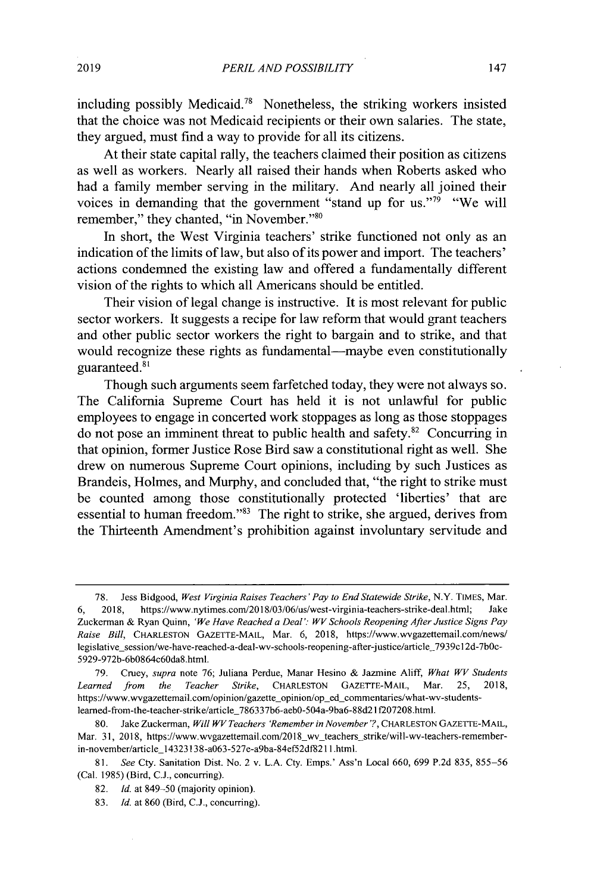including possibly Medicaid.[78] Nonetheless, the striking workers insisted that the choice was not Medicaid recipients or their own salaries. The state, they argued, must find a way to provide for all its citizens.

At their state capital rally, the teachers claimed their position as citizens as well as workers. Nearly all raised their hands when Roberts asked who had a family member serving in the military. And nearly all joined their voices in demanding that the government "stand up for us."[79] "We will remember," they chanted, "in November."[80]

In short, the West Virginia teachers' strike functioned not only as an indication of the limits of law, but also of its power and import. The teachers' actions condemned the existing law and offered a fundamentally different vision of the rights to which all Americans should be entitled.

Their vision of legal change is instructive. It is most relevant for public sector workers. It suggests a recipe for law reform that would grant teachers and other public sector workers the right to bargain and to strike, and that would recognize these rights as fundamental—maybe even constitutionally guaranteed.[81]

Though such arguments seem farfetched today, they were not always so. The California Supreme Court has held it is not unlawful for public employees to engage in concerted work stoppages as long as those stoppages do not pose an imminent threat to public health and safety.[82] Concurring in that opinion, former Justice Rose Bird saw a constitutional right as well. She drew on numerous Supreme Court opinions, including by such Justices as Brandeis, Holmes, and Murphy, and concluded that, "the right to strike must be counted among those constitutionally protected 'liberties' that are essential to human freedom."[83] The right to strike, she argued, derives from the Thirteenth Amendment's prohibition against involuntary servitude and

---

78. Jess Bidgood, *West Virginia Raises Teachers' Pay to End Statewide Strike*, N.Y. TIMES, Mar. 6, 2018, https://www.nytimes.com/2018/03/06/us/west-virginia-teachers-strike-deal.html; Jake Zuckerman & Ryan Quinn, *'We Have Reached a Deal': WV Schools Reopening After Justice Signs Pay Raise Bill*, CHARLESTON GAZETTE-MAIL, Mar. 6, 2018, https://www.wvgazettemail.com/news/legislative_session/we-have-reached-a-deal-wv-schools-reopening-after-justice/article_7939c12d-7b0c-5929-972b-6b0864c60da8.html.

79. Cruey, *supra* note 76; Juliana Perdue, Manar Hesino & Jazmine Aliff, *What WV Students Learned from the Teacher Strike*, CHARLESTON GAZETTE-MAIL, Mar. 25, 2018, https://www.wvgazettemail.com/opinion/gazette_opinion/op_ed_commentaries/what-wv-students-learned-from-the-teacher-strike/article_786337b6-aeb0-504a-9ba6-88d21f207208.html.

80. Jake Zuckerman, *Will WV Teachers 'Remember in November'?*, CHARLESTON GAZETTE-MAIL, Mar. 31, 2018, https://www.wvgazettemail.com/2018_wv_teachers_strike/will-wv-teachers-remember-in-november/article_14323138-a063-527e-a9ba-84ef52df8211.html.

81. *See* Cty. Sanitation Dist. No. 2 v. L.A. Cty. Emps.' Ass'n Local 660, 699 P.2d 835, 855–56 (Cal. 1985) (Bird, C.J., concurring).

82. *Id.* at 849–50 (majority opinion).

83. *Id.* at 860 (Bird, C.J., concurring).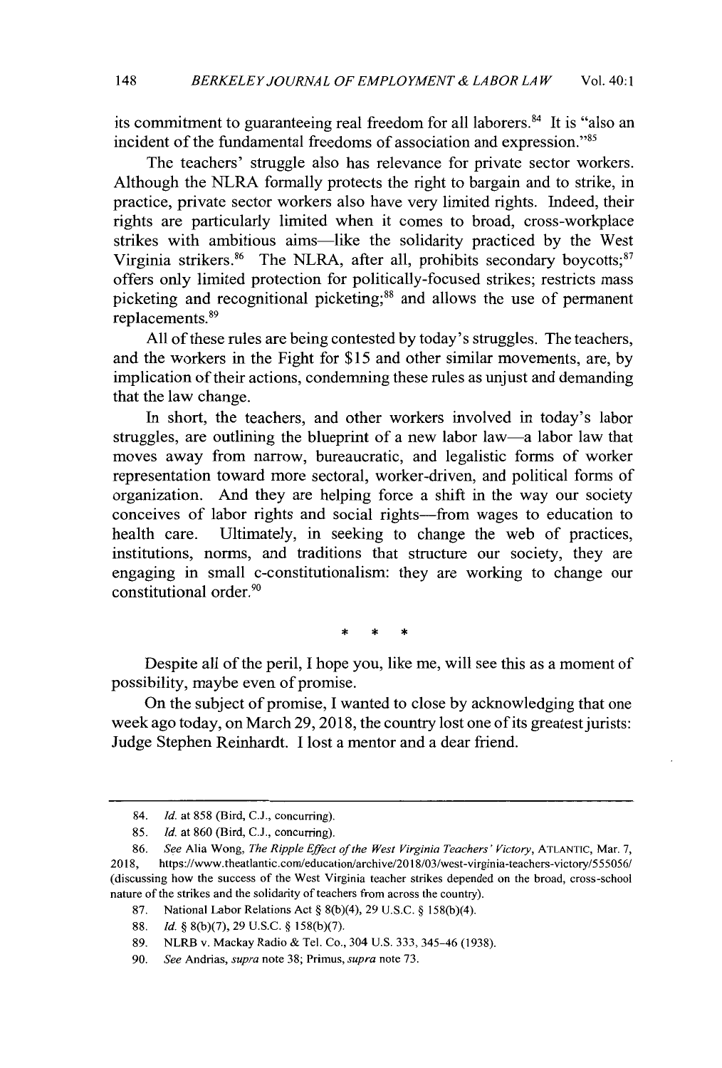its commitment to guaranteeing real freedom for all laborers.[84] It is "also an incident of the fundamental freedoms of association and expression."[85]

The teachers' struggle also has relevance for private sector workers. Although the NLRA formally protects the right to bargain and to strike, in practice, private sector workers also have very limited rights. Indeed, their rights are particularly limited when it comes to broad, cross-workplace strikes with ambitious aims—like the solidarity practiced by the West Virginia strikers.[86] The NLRA, after all, prohibits secondary boycotts;[87] offers only limited protection for politically-focused strikes; restricts mass picketing and recognitional picketing;[88] and allows the use of permanent replacements.[89]

All of these rules are being contested by today's struggles. The teachers, and the workers in the Fight for $15 and other similar movements, are, by implication of their actions, condemning these rules as unjust and demanding that the law change.

In short, the teachers, and other workers involved in today's labor struggles, are outlining the blueprint of a new labor law—a labor law that moves away from narrow, bureaucratic, and legalistic forms of worker representation toward more sectoral, worker-driven, and political forms of organization. And they are helping force a shift in the way our society conceives of labor rights and social rights—from wages to education to health care. Ultimately, in seeking to change the web of practices, institutions, norms, and traditions that structure our society, they are engaging in small c-constitutionalism: they are working to change our constitutional order.[90]

\* \* \*

Despite all of the peril, I hope you, like me, will see this as a moment of possibility, maybe even of promise.

On the subject of promise, I wanted to close by acknowledging that one week ago today, on March 29, 2018, the country lost one of its greatest jurists: Judge Stephen Reinhardt. I lost a mentor and a dear friend.

---

84. *Id.* at 858 (Bird, C.J., concurring).

85. *Id.* at 860 (Bird, C.J., concurring).

86. *See* Alia Wong, *The Ripple Effect of the West Virginia Teachers' Victory*, ATLANTIC, Mar. 7, 2018, https://www.theatlantic.com/education/archive/2018/03/west-virginia-teachers-victory/555056/ (discussing how the success of the West Virginia teacher strikes depended on the broad, cross-school nature of the strikes and the solidarity of teachers from across the country).

87. National Labor Relations Act § 8(b)(4), 29 U.S.C. § 158(b)(4).

88. *Id.* § 8(b)(7), 29 U.S.C. § 158(b)(7).

89. NLRB v. Mackay Radio & Tel. Co., 304 U.S. 333, 345–46 (1938).

90. *See* Andrias, *supra* note 38; Primus, *supra* note 73.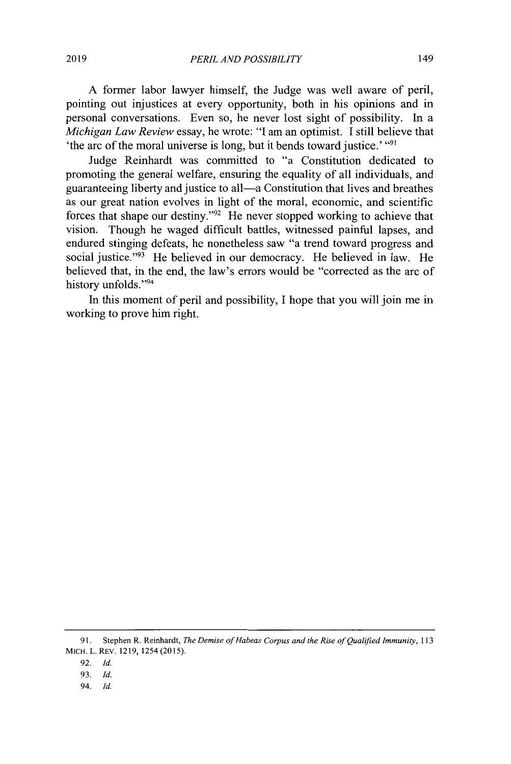A former labor lawyer himself, the Judge was well aware of peril, pointing out injustices at every opportunity, both in his opinions and in personal conversations. Even so, he never lost sight of possibility. In a *Michigan Law Review* essay, he wrote: "I am an optimist. I still believe that 'the arc of the moral universe is long, but it bends toward justice.'"[91]

Judge Reinhardt was committed to "a Constitution dedicated to promoting the general welfare, ensuring the equality of all individuals, and guaranteeing liberty and justice to all—a Constitution that lives and breathes as our great nation evolves in light of the moral, economic, and scientific forces that shape our destiny."[92] He never stopped working to achieve that vision. Though he waged difficult battles, witnessed painful lapses, and endured stinging defeats, he nonetheless saw "a trend toward progress and social justice."[93] He believed in our democracy. He believed in law. He believed that, in the end, the law's errors would be "corrected as the arc of history unfolds."[94]

In this moment of peril and possibility, I hope that you will join me in working to prove him right.

---

91. Stephen R. Reinhardt, *The Demise of Habeas Corpus and the Rise of Qualified Immunity*, 113 MICH. L. REV. 1219, 1254 (2015).

92. *Id.*

93. *Id.*

94. *Id.*